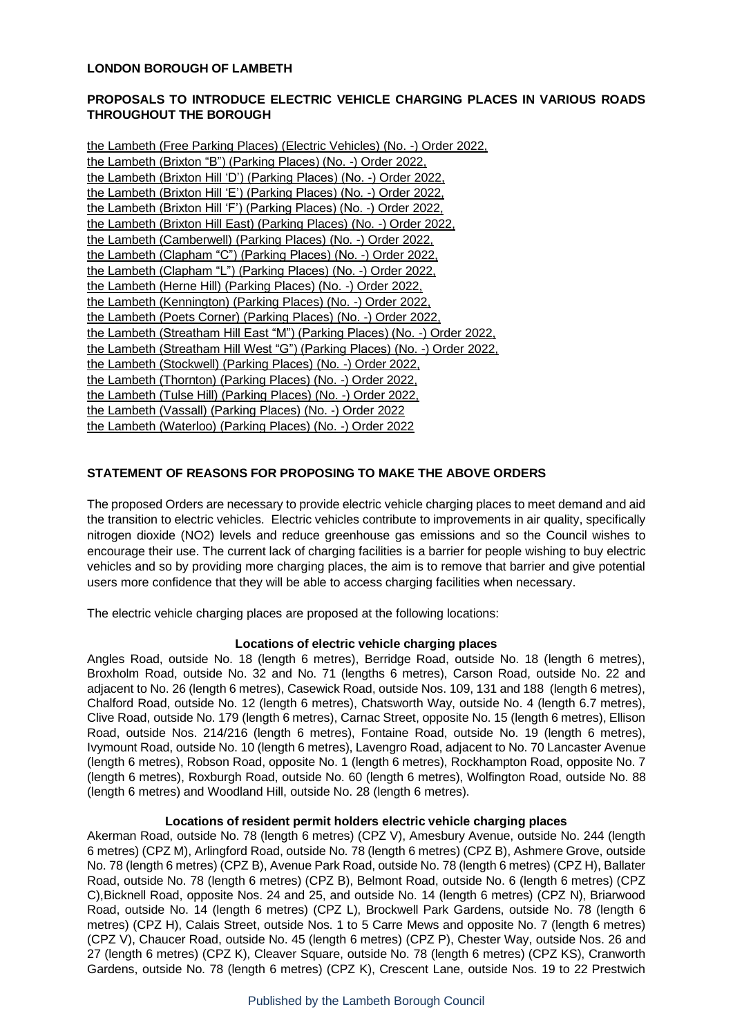**LONDON BOROUGH OF LAMBETH**

**PROPOSALS TO INTRODUCE ELECTRIC VEHICLE CHARGING PLACES IN VARIOUS ROADS THROUGHOUT THE BOROUGH**

the Lambeth (Free Parking Places) (Electric Vehicles) (No. -) Order 2022,
the Lambeth (Brixton "B") (Parking Places) (No. -) Order 2022,
the Lambeth (Brixton Hill 'D') (Parking Places) (No. -) Order 2022,
the Lambeth (Brixton Hill 'E') (Parking Places) (No. -) Order 2022,
the Lambeth (Brixton Hill 'F') (Parking Places) (No. -) Order 2022,
the Lambeth (Brixton Hill East) (Parking Places) (No. -) Order 2022,
the Lambeth (Camberwell) (Parking Places) (No. -) Order 2022,
the Lambeth (Clapham "C") (Parking Places) (No. -) Order 2022,
the Lambeth (Clapham "L") (Parking Places) (No. -) Order 2022,
the Lambeth (Herne Hill) (Parking Places) (No. -) Order 2022,
the Lambeth (Kennington) (Parking Places) (No. -) Order 2022,
the Lambeth (Poets Corner) (Parking Places) (No. -) Order 2022,
the Lambeth (Streatham Hill East "M") (Parking Places) (No. -) Order 2022,
the Lambeth (Streatham Hill West "G") (Parking Places) (No. -) Order 2022,
the Lambeth (Stockwell) (Parking Places) (No. -) Order 2022,
the Lambeth (Thornton) (Parking Places) (No. -) Order 2022,
the Lambeth (Tulse Hill) (Parking Places) (No. -) Order 2022,
the Lambeth (Vassall) (Parking Places) (No. -) Order 2022
the Lambeth (Waterloo) (Parking Places) (No. -) Order 2022

**STATEMENT OF REASONS FOR PROPOSING TO MAKE THE ABOVE ORDERS**

The proposed Orders are necessary to provide electric vehicle charging places to meet demand and aid the transition to electric vehicles. Electric vehicles contribute to improvements in air quality, specifically nitrogen dioxide ($NO_2$) levels and reduce greenhouse gas emissions and so the Council wishes to encourage their use. The current lack of charging facilities is a barrier for people wishing to buy electric vehicles and so by providing more charging places, the aim is to remove that barrier and give potential users more confidence that they will be able to access charging facilities when necessary.

The electric vehicle charging places are proposed at the following locations:

**Locations of electric vehicle charging places**

Angles Road, outside No. 18 (length 6 metres), Berridge Road, outside No. 18 (length 6 metres), Broxholm Road, outside No. 32 and No. 71 (lengths 6 metres), Carson Road, outside No. 22 and adjacent to No. 26 (length 6 metres), Casewick Road, outside Nos. 109, 131 and 188 (length 6 metres), Chalford Road, outside No. 12 (length 6 metres), Chatsworth Way, outside No. 4 (length 6.7 metres), Clive Road, outside No. 179 (length 6 metres), Carnac Street, opposite No. 15 (length 6 metres), Ellison Road, outside Nos. 214/216 (length 6 metres), Fontaine Road, outside No. 19 (length 6 metres), Ivymount Road, outside No. 10 (length 6 metres), Lavengro Road, adjacent to No. 70 Lancaster Avenue (length 6 metres), Robson Road, opposite No. 1 (length 6 metres), Rockhampton Road, opposite No. 7 (length 6 metres), Roxburgh Road, outside No. 60 (length 6 metres), Wolfington Road, outside No. 88 (length 6 metres) and Woodland Hill, outside No. 28 (length 6 metres).

**Locations of resident permit holders electric vehicle charging places**

Akerman Road, outside No. 78 (length 6 metres) (CPZ V), Amesbury Avenue, outside No. 244 (length 6 metres) (CPZ M), Arlingford Road, outside No. 78 (length 6 metres) (CPZ B), Ashmere Grove, outside No. 78 (length 6 metres) (CPZ B), Avenue Park Road, outside No. 78 (length 6 metres) (CPZ H), Ballater Road, outside No. 78 (length 6 metres) (CPZ B), Belmont Road, outside No. 6 (length 6 metres) (CPZ C),Bicknell Road, opposite Nos. 24 and 25, and outside No. 14 (length 6 metres) (CPZ N), Briarwood Road, outside No. 14 (length 6 metres) (CPZ L), Brockwell Park Gardens, outside No. 78 (length 6 metres) (CPZ H), Calais Street, outside Nos. 1 to 5 Carre Mews and opposite No. 7 (length 6 metres) (CPZ V), Chaucer Road, outside No. 45 (length 6 metres) (CPZ P), Chester Way, outside Nos. 26 and 27 (length 6 metres) (CPZ K), Cleaver Square, outside No. 78 (length 6 metres) (CPZ KS), Cranworth Gardens, outside No. 78 (length 6 metres) (CPZ K), Crescent Lane, outside Nos. 19 to 22 Prestwich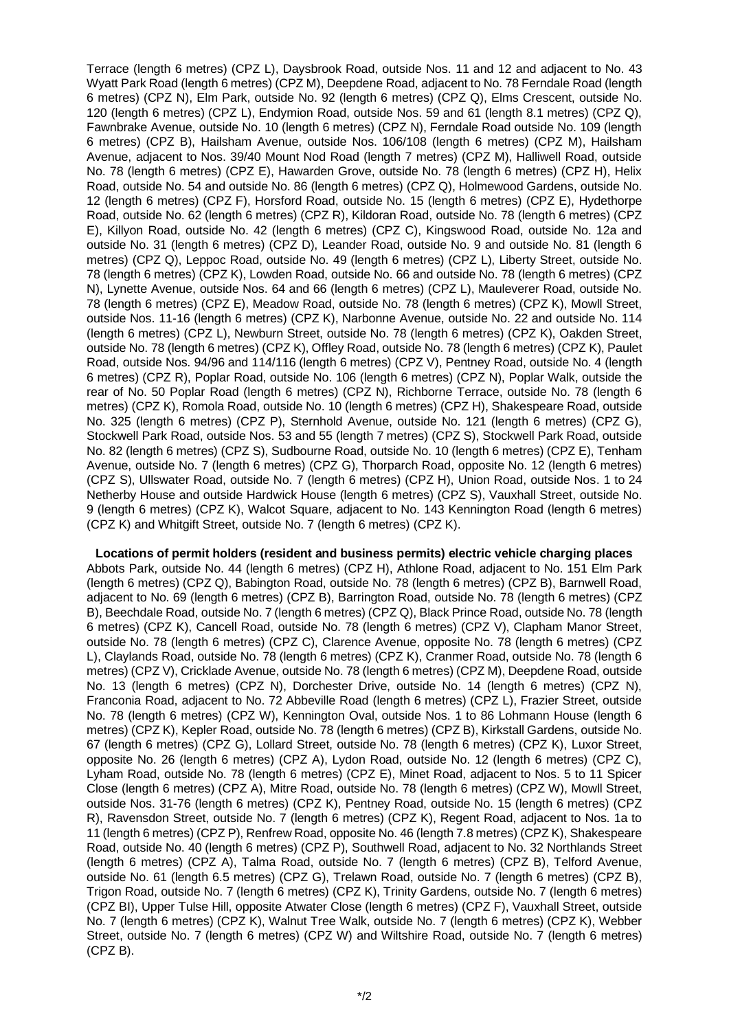Terrace (length 6 metres) (CPZ L), Daysbrook Road, outside Nos. 11 and 12 and adjacent to No. 43 Wyatt Park Road (length 6 metres) (CPZ M), Deepdene Road, adjacent to No. 78 Ferndale Road (length 6 metres) (CPZ N), Elm Park, outside No. 92 (length 6 metres) (CPZ Q), Elms Crescent, outside No. 120 (length 6 metres) (CPZ L), Endymion Road, outside Nos. 59 and 61 (length 8.1 metres) (CPZ Q), Fawnbrake Avenue, outside No. 10 (length 6 metres) (CPZ N), Ferndale Road outside No. 109 (length 6 metres) (CPZ B), Hailsham Avenue, outside Nos. 106/108 (length 6 metres) (CPZ M), Hailsham Avenue, adjacent to Nos. 39/40 Mount Nod Road (length 7 metres) (CPZ M), Halliwell Road, outside No. 78 (length 6 metres) (CPZ E), Hawarden Grove, outside No. 78 (length 6 metres) (CPZ H), Helix Road, outside No. 54 and outside No. 86 (length 6 metres) (CPZ Q), Holmewood Gardens, outside No. 12 (length 6 metres) (CPZ F), Horsford Road, outside No. 15 (length 6 metres) (CPZ E), Hydethorpe Road, outside No. 62 (length 6 metres) (CPZ R), Kildoran Road, outside No. 78 (length 6 metres) (CPZ E), Killyon Road, outside No. 42 (length 6 metres) (CPZ C), Kingswood Road, outside No. 12a and outside No. 31 (length 6 metres) (CPZ D), Leander Road, outside No. 9 and outside No. 81 (length 6 metres) (CPZ Q), Leppoc Road, outside No. 49 (length 6 metres) (CPZ L), Liberty Street, outside No. 78 (length 6 metres) (CPZ K), Lowden Road, outside No. 66 and outside No. 78 (length 6 metres) (CPZ N), Lynette Avenue, outside Nos. 64 and 66 (length 6 metres) (CPZ L), Mauleverer Road, outside No. 78 (length 6 metres) (CPZ E), Meadow Road, outside No. 78 (length 6 metres) (CPZ K), Mowll Street, outside Nos. 11-16 (length 6 metres) (CPZ K), Narbonne Avenue, outside No. 22 and outside No. 114 (length 6 metres) (CPZ L), Newburn Street, outside No. 78 (length 6 metres) (CPZ K), Oakden Street, outside No. 78 (length 6 metres) (CPZ K), Offley Road, outside No. 78 (length 6 metres) (CPZ K), Paulet Road, outside Nos. 94/96 and 114/116 (length 6 metres) (CPZ V), Pentney Road, outside No. 4 (length 6 metres) (CPZ R), Poplar Road, outside No. 106 (length 6 metres) (CPZ N), Poplar Walk, outside the rear of No. 50 Poplar Road (length 6 metres) (CPZ N), Richborne Terrace, outside No. 78 (length 6 metres) (CPZ K), Romola Road, outside No. 10 (length 6 metres) (CPZ H), Shakespeare Road, outside No. 325 (length 6 metres) (CPZ P), Sternhold Avenue, outside No. 121 (length 6 metres) (CPZ G), Stockwell Park Road, outside Nos. 53 and 55 (length 7 metres) (CPZ S), Stockwell Park Road, outside No. 82 (length 6 metres) (CPZ S), Sudbourne Road, outside No. 10 (length 6 metres) (CPZ E), Tenham Avenue, outside No. 7 (length 6 metres) (CPZ G), Thorparch Road, opposite No. 12 (length 6 metres) (CPZ S), Ullswater Road, outside No. 7 (length 6 metres) (CPZ H), Union Road, outside Nos. 1 to 24 Netherby House and outside Hardwick House (length 6 metres) (CPZ S), Vauxhall Street, outside No. 9 (length 6 metres) (CPZ K), Walcot Square, adjacent to No. 143 Kennington Road (length 6 metres) (CPZ K) and Whitgift Street, outside No. 7 (length 6 metres) (CPZ K).

**Locations of permit holders (resident and business permits) electric vehicle charging places**

Abbots Park, outside No. 44 (length 6 metres) (CPZ H), Athlone Road, adjacent to No. 151 Elm Park (length 6 metres) (CPZ Q), Babington Road, outside No. 78 (length 6 metres) (CPZ B), Barnwell Road, adjacent to No. 69 (length 6 metres) (CPZ B), Barrington Road, outside No. 78 (length 6 metres) (CPZ B), Beechdale Road, outside No. 7 (length 6 metres) (CPZ Q), Black Prince Road, outside No. 78 (length 6 metres) (CPZ K), Cancell Road, outside No. 78 (length 6 metres) (CPZ V), Clapham Manor Street, outside No. 78 (length 6 metres) (CPZ C), Clarence Avenue, opposite No. 78 (length 6 metres) (CPZ L), Claylands Road, outside No. 78 (length 6 metres) (CPZ K), Cranmer Road, outside No. 78 (length 6 metres) (CPZ V), Cricklade Avenue, outside No. 78 (length 6 metres) (CPZ M), Deepdene Road, outside No. 13 (length 6 metres) (CPZ N), Dorchester Drive, outside No. 14 (length 6 metres) (CPZ N), Franconia Road, adjacent to No. 72 Abbeville Road (length 6 metres) (CPZ L), Frazier Street, outside No. 78 (length 6 metres) (CPZ W), Kennington Oval, outside Nos. 1 to 86 Lohmann House (length 6 metres) (CPZ K), Kepler Road, outside No. 78 (length 6 metres) (CPZ B), Kirkstall Gardens, outside No. 67 (length 6 metres) (CPZ G), Lollard Street, outside No. 78 (length 6 metres) (CPZ K), Luxor Street, opposite No. 26 (length 6 metres) (CPZ A), Lydon Road, outside No. 12 (length 6 metres) (CPZ C), Lyham Road, outside No. 78 (length 6 metres) (CPZ E), Minet Road, adjacent to Nos. 5 to 11 Spicer Close (length 6 metres) (CPZ A), Mitre Road, outside No. 78 (length 6 metres) (CPZ W), Mowll Street, outside Nos. 31-76 (length 6 metres) (CPZ K), Pentney Road, outside No. 15 (length 6 metres) (CPZ R), Ravensdon Street, outside No. 7 (length 6 metres) (CPZ K), Regent Road, adjacent to Nos. 1a to 11 (length 6 metres) (CPZ P), Renfrew Road, opposite No. 46 (length 7.8 metres) (CPZ K), Shakespeare Road, outside No. 40 (length 6 metres) (CPZ P), Southwell Road, adjacent to No. 32 Northlands Street (length 6 metres) (CPZ A), Talma Road, outside No. 7 (length 6 metres) (CPZ B), Telford Avenue, outside No. 61 (length 6.5 metres) (CPZ G), Trelawn Road, outside No. 7 (length 6 metres) (CPZ B), Trigon Road, outside No. 7 (length 6 metres) (CPZ K), Trinity Gardens, outside No. 7 (length 6 metres) (CPZ BI), Upper Tulse Hill, opposite Atwater Close (length 6 metres) (CPZ F), Vauxhall Street, outside No. 7 (length 6 metres) (CPZ K), Walnut Tree Walk, outside No. 7 (length 6 metres) (CPZ K), Webber Street, outside No. 7 (length 6 metres) (CPZ W) and Wiltshire Road, outside No. 7 (length 6 metres) (CPZ B).

*/2